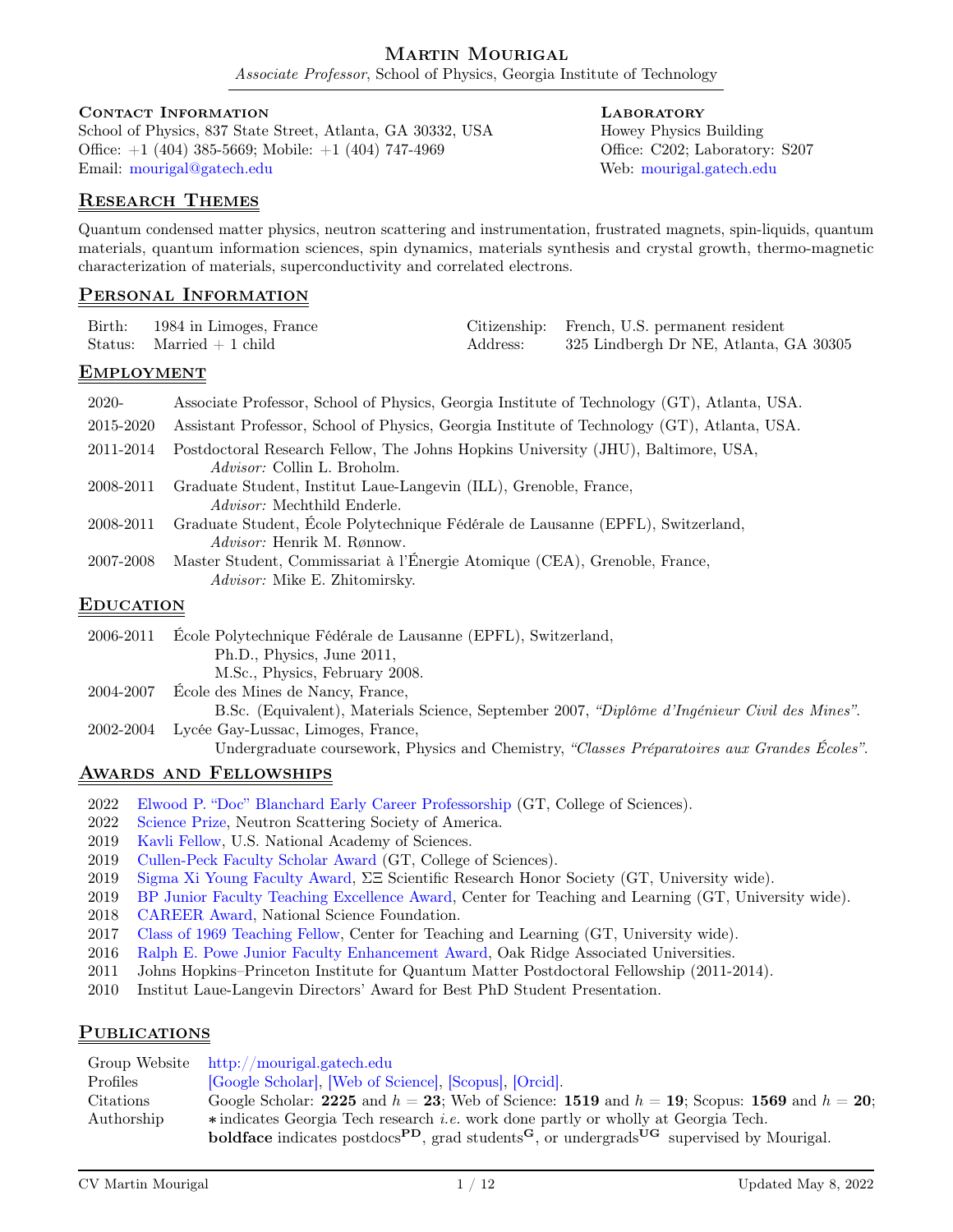# Martin Mourigal

*Associate Professor*, School of Physics, Georgia Institute of Technology

**Contact Information**
School of Physics, 837 State Street, Atlanta, GA 30332, USA
Office: +1 (404) 385-5669; Mobile: +1 (404) 747-4969
Email: mourigal@gatech.edu

**Laboratory**
Howey Physics Building
Office: C202; Laboratory: S207
Web: mourigal.gatech.edu

## Research Themes

Quantum condensed matter physics, neutron scattering and instrumentation, frustrated magnets, spin-liquids, quantum materials, quantum information sciences, spin dynamics, materials synthesis and crystal growth, thermo-magnetic characterization of materials, superconductivity and correlated electrons.

## Personal Information

| | | | |
|---|---|---|---|
| Birth: | 1984 in Limoges, France | Citizenship: | French, U.S. permanent resident |
| Status: | Married + 1 child | Address: | 325 Lindbergh Dr NE, Atlanta, GA 30305 |

## Employment

| | |
|---|---|
| 2020- | Associate Professor, School of Physics, Georgia Institute of Technology (GT), Atlanta, USA. |
| 2015-2020 | Assistant Professor, School of Physics, Georgia Institute of Technology (GT), Atlanta, USA. |
| 2011-2014 | Postdoctoral Research Fellow, The Johns Hopkins University (JHU), Baltimore, USA, *Advisor:* Collin L. Broholm. |
| 2008-2011 | Graduate Student, Institut Laue-Langevin (ILL), Grenoble, France, *Advisor:* Mechthild Enderle. |
| 2008-2011 | Graduate Student, École Polytechnique Fédérale de Lausanne (EPFL), Switzerland, *Advisor:* Henrik M. Rønnow. |
| 2007-2008 | Master Student, Commissariat à l'Énergie Atomique (CEA), Grenoble, France, *Advisor:* Mike E. Zhitomirsky. |

## Education

| | |
|---|---|
| 2006-2011 | École Polytechnique Fédérale de Lausanne (EPFL), Switzerland, Ph.D., Physics, June 2011, M.Sc., Physics, February 2008. |
| 2004-2007 | École des Mines de Nancy, France, B.Sc. (Equivalent), Materials Science, September 2007, *"Diplôme d'Ingénieur Civil des Mines"*. |
| 2002-2004 | Lycée Gay-Lussac, Limoges, France, Undergraduate coursework, Physics and Chemistry, *"Classes Préparatoires aux Grandes Écoles"*. |

## Awards and Fellowships

- 2022 Elwood P. "Doc" Blanchard Early Career Professorship (GT, College of Sciences).
- 2022 Science Prize, Neutron Scattering Society of America.
- 2019 Kavli Fellow, U.S. National Academy of Sciences.
- 2019 Cullen-Peck Faculty Scholar Award (GT, College of Sciences).
- 2019 Sigma Xi Young Faculty Award, ΣΞ Scientific Research Honor Society (GT, University wide).
- 2019 BP Junior Faculty Teaching Excellence Award, Center for Teaching and Learning (GT, University wide).
- 2018 CAREER Award, National Science Foundation.
- 2017 Class of 1969 Teaching Fellow, Center for Teaching and Learning (GT, University wide).
- 2016 Ralph E. Powe Junior Faculty Enhancement Award, Oak Ridge Associated Universities.
- 2011 Johns Hopkins–Princeton Institute for Quantum Matter Postdoctoral Fellowship (2011-2014).
- 2010 Institut Laue-Langevin Directors' Award for Best PhD Student Presentation.

## Publications

| | |
|---|---|
| Group Website | http://mourigal.gatech.edu |
| Profiles | [Google Scholar], [Web of Science], [Scopus], [Orcid]. |
| Citations | Google Scholar: **2225** and $h = $ **23**; Web of Science: **1519** and $h = $ **19**; Scopus: **1569** and $h = $ **20**; |
| Authorship | ∗ indicates Georgia Tech research *i.e.* work done partly or wholly at Georgia Tech. **boldface** indicates postdocs$^{\mathbf{PD}}$, grad students$^{\mathbf{G}}$, or undergrads$^{\mathbf{UG}}$ supervised by Mourigal. |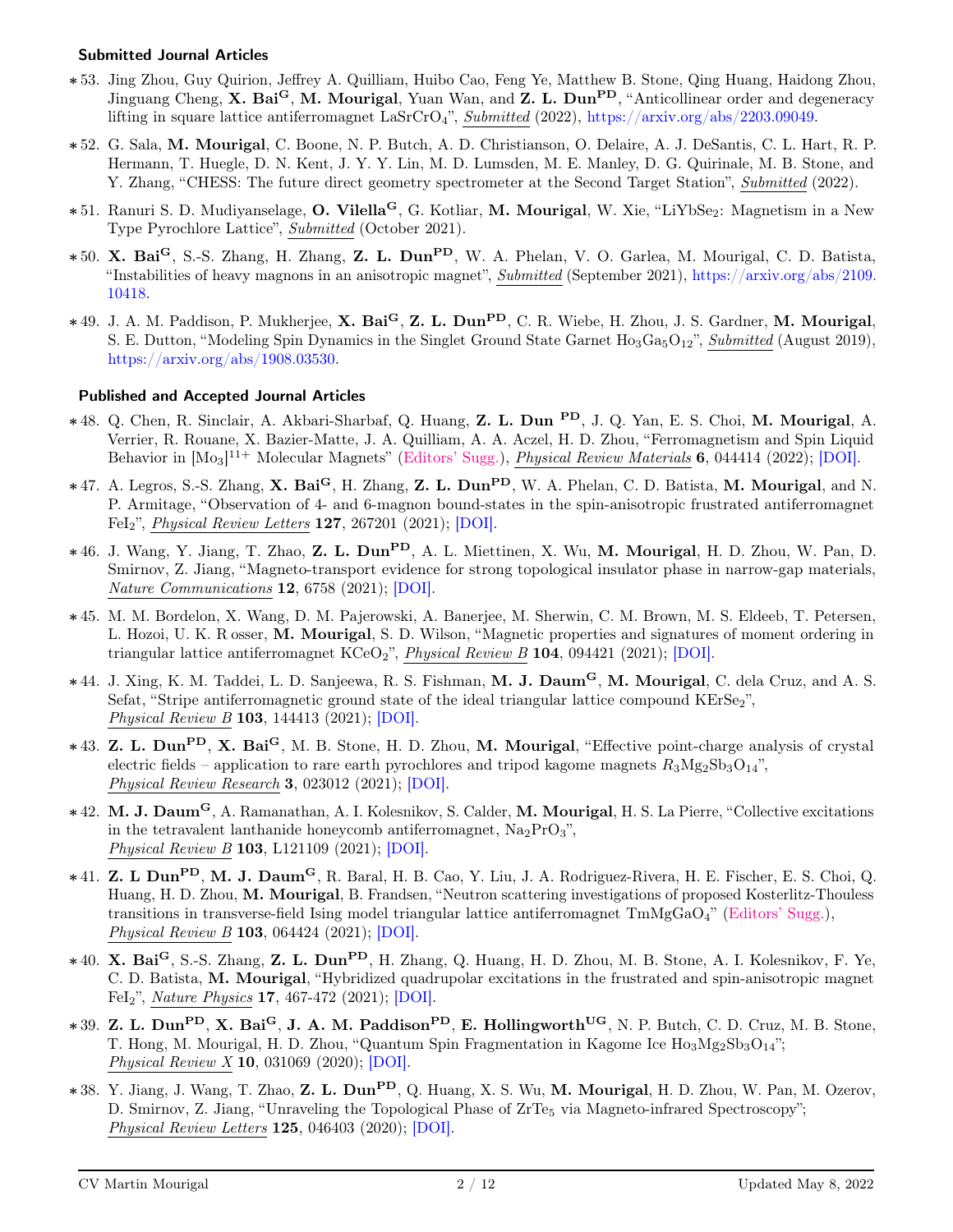### Submitted Journal Articles

∗ 53. Jing Zhou, Guy Quirion, Jeffrey A. Quilliam, Huibo Cao, Feng Ye, Matthew B. Stone, Qing Huang, Haidong Zhou, Jinguang Cheng, **X. Bai**[G], **M. Mourigal**, Yuan Wan, and **Z. L. Dun**[PD], "Anticollinear order and degeneracy lifting in square lattice antiferromagnet $LaSrCrO_4$", *Submitted* (2022), https://arxiv.org/abs/2203.09049.

∗ 52. G. Sala, **M. Mourigal**, C. Boone, N. P. Butch, A. D. Christianson, O. Delaire, A. J. DeSantis, C. L. Hart, R. P. Hermann, T. Huegle, D. N. Kent, J. Y. Y. Lin, M. D. Lumsden, M. E. Manley, D. G. Quirinale, M. B. Stone, and Y. Zhang, "CHESS: The future direct geometry spectrometer at the Second Target Station", *Submitted* (2022).

∗ 51. Ranuri S. D. Mudiyanselage, **O. Vilella**[G], G. Kotliar, **M. Mourigal**, W. Xie, "$LiYbSe_2$: Magnetism in a New Type Pyrochlore Lattice", *Submitted* (October 2021).

∗ 50. **X. Bai**[G], S.-S. Zhang, H. Zhang, **Z. L. Dun**[PD], W. A. Phelan, V. O. Garlea, M. Mourigal, C. D. Batista, "Instabilities of heavy magnons in an anisotropic magnet", *Submitted* (September 2021), https://arxiv.org/abs/2109.10418.

∗ 49. J. A. M. Paddison, P. Mukherjee, **X. Bai**[G], **Z. L. Dun**[PD], C. R. Wiebe, H. Zhou, J. S. Gardner, **M. Mourigal**, S. E. Dutton, "Modeling Spin Dynamics in the Singlet Ground State Garnet $Ho_3Ga_5O_{12}$", *Submitted* (August 2019), https://arxiv.org/abs/1908.03530.

### Published and Accepted Journal Articles

∗ 48. Q. Chen, R. Sinclair, A. Akbari-Sharbaf, Q. Huang, **Z. L. Dun** [PD], J. Q. Yan, E. S. Choi, **M. Mourigal**, A. Verrier, R. Rouane, X. Bazier-Matte, J. A. Quilliam, A. A. Aczel, H. D. Zhou, "Ferromagnetism and Spin Liquid Behavior in $[Mo_3]^{11+}$ Molecular Magnets" (Editors' Sugg.), *Physical Review Materials* **6**, 044414 (2022); [DOI].

∗ 47. A. Legros, S.-S. Zhang, **X. Bai**[G], H. Zhang, **Z. L. Dun**[PD], W. A. Phelan, C. D. Batista, **M. Mourigal**, and N. P. Armitage, "Observation of 4- and 6-magnon bound-states in the spin-anisotropic frustrated antiferromagnet $FeI_2$", *Physical Review Letters* **127**, 267201 (2021); [DOI].

∗ 46. J. Wang, Y. Jiang, T. Zhao, **Z. L. Dun**[PD], A. L. Miettinen, X. Wu, **M. Mourigal**, H. D. Zhou, W. Pan, D. Smirnov, Z. Jiang, "Magneto-transport evidence for strong topological insulator phase in narrow-gap materials, *Nature Communications* **12**, 6758 (2021); [DOI].

∗ 45. M. M. Bordelon, X. Wang, D. M. Pajerowski, A. Banerjee, M. Sherwin, C. M. Brown, M. S. Eldeeb, T. Petersen, L. Hozoi, U. K. R osser, **M. Mourigal**, S. D. Wilson, "Magnetic properties and signatures of moment ordering in triangular lattice antiferromagnet $KCeO_2$", *Physical Review B* **104**, 094421 (2021); [DOI].

∗ 44. J. Xing, K. M. Taddei, L. D. Sanjeewa, R. S. Fishman, **M. J. Daum**[G], **M. Mourigal**, C. dela Cruz, and A. S. Sefat, "Stripe antiferromagnetic ground state of the ideal triangular lattice compound $KErSe_2$", *Physical Review B* **103**, 144413 (2021); [DOI].

∗ 43. **Z. L. Dun**[PD], **X. Bai**[G], M. B. Stone, H. D. Zhou, **M. Mourigal**, "Effective point-charge analysis of crystal electric fields – application to rare earth pyrochlores and tripod kagome magnets $R_3Mg_2Sb_3O_{14}$", *Physical Review Research* **3**, 023012 (2021); [DOI].

∗ 42. **M. J. Daum**[G], A. Ramanathan, A. I. Kolesnikov, S. Calder, **M. Mourigal**, H. S. La Pierre, "Collective excitations in the tetravalent lanthanide honeycomb antiferromagnet, $Na_2PrO_3$", *Physical Review B* **103**, L121109 (2021); [DOI].

∗ 41. **Z. L Dun**[PD], **M. J. Daum**[G], R. Baral, H. B. Cao, Y. Liu, J. A. Rodriguez-Rivera, H. E. Fischer, E. S. Choi, Q. Huang, H. D. Zhou, **M. Mourigal**, B. Frandsen, "Neutron scattering investigations of proposed Kosterlitz-Thouless transitions in transverse-field Ising model triangular lattice antiferromagnet $TmMgGaO_4$" (Editors' Sugg.), *Physical Review B* **103**, 064424 (2021); [DOI].

∗ 40. **X. Bai**[G], S.-S. Zhang, **Z. L. Dun**[PD], H. Zhang, Q. Huang, H. D. Zhou, M. B. Stone, A. I. Kolesnikov, F. Ye, C. D. Batista, **M. Mourigal**, "Hybridized quadrupolar excitations in the frustrated and spin-anisotropic magnet $FeI_2$", *Nature Physics* **17**, 467-472 (2021); [DOI].

∗ 39. **Z. L. Dun**[PD], **X. Bai**[G], **J. A. M. Paddison**[PD], **E. Hollingworth**[UG], N. P. Butch, C. D. Cruz, M. B. Stone, T. Hong, M. Mourigal, H. D. Zhou, "Quantum Spin Fragmentation in Kagome Ice $Ho_3Mg_2Sb_3O_{14}$"; *Physical Review X* **10**, 031069 (2020); [DOI].

∗ 38. Y. Jiang, J. Wang, T. Zhao, **Z. L. Dun**[PD], Q. Huang, X. S. Wu, **M. Mourigal**, H. D. Zhou, W. Pan, M. Ozerov, D. Smirnov, Z. Jiang, "Unraveling the Topological Phase of $ZrTe_5$ via Magneto-infrared Spectroscopy"; *Physical Review Letters* **125**, 046403 (2020); [DOI].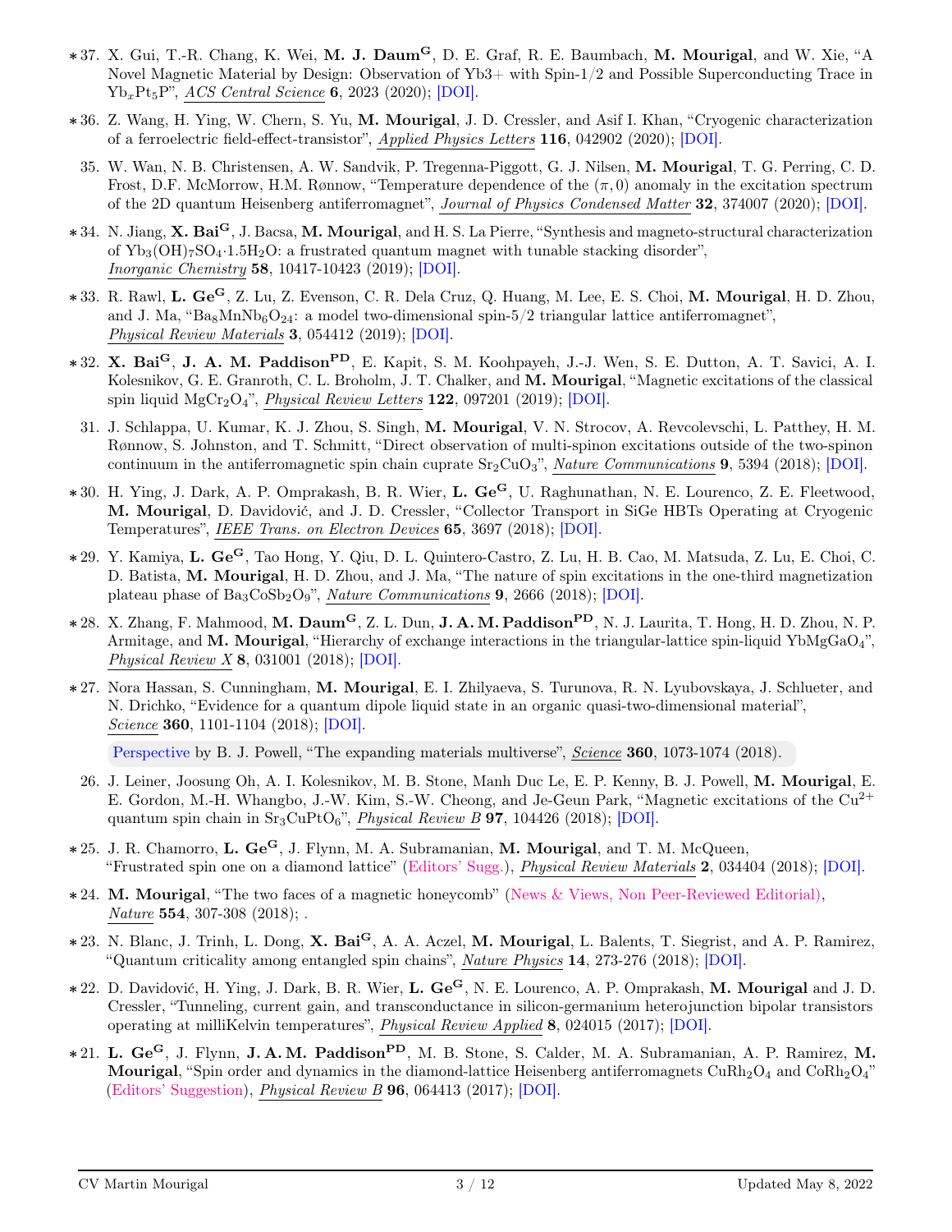- ∗37. X. Gui, T.-R. Chang, K. Wei, **M. J. Daum**[G], D. E. Graf, R. E. Baumbach, **M. Mourigal**, and W. Xie, "A Novel Magnetic Material by Design: Observation of Yb3+ with Spin-1/2 and Possible Superconducting Trace in $Yb_xPt_5P$", *ACS Central Science* **6**, 2023 (2020); [DOI].

- ∗36. Z. Wang, H. Ying, W. Chern, S. Yu, **M. Mourigal**, J. D. Cressler, and Asif I. Khan, "Cryogenic characterization of a ferroelectric field-effect-transistor", *Applied Physics Letters* **116**, 042902 (2020); [DOI].

- 35. W. Wan, N. B. Christensen, A. W. Sandvik, P. Tregenna-Piggott, G. J. Nilsen, **M. Mourigal**, T. G. Perring, C. D. Frost, D.F. McMorrow, H.M. Rønnow, "Temperature dependence of the $(\pi, 0)$ anomaly in the excitation spectrum of the 2D quantum Heisenberg antiferromagnet", *Journal of Physics Condensed Matter* **32**, 374007 (2020); [DOI].

- ∗34. N. Jiang, **X. Bai**[G], J. Bacsa, **M. Mourigal**, and H. S. La Pierre, "Synthesis and magneto-structural characterization of $Yb_3(OH)_7SO_4{\cdot}1.5H_2O$: a frustrated quantum magnet with tunable stacking disorder", *Inorganic Chemistry* **58**, 10417-10423 (2019); [DOI].

- ∗33. R. Rawl, **L. Ge**[G], Z. Lu, Z. Evenson, C. R. Dela Cruz, Q. Huang, M. Lee, E. S. Choi, **M. Mourigal**, H. D. Zhou, and J. Ma, "$Ba_8MnNb_6O_{24}$: a model two-dimensional spin-5/2 triangular lattice antiferromagnet", *Physical Review Materials* **3**, 054412 (2019); [DOI].

- ∗32. **X. Bai**[G], **J. A. M. Paddison**[PD], E. Kapit, S. M. Koohpayeh, J.-J. Wen, S. E. Dutton, A. T. Savici, A. I. Kolesnikov, G. E. Granroth, C. L. Broholm, J. T. Chalker, and **M. Mourigal**, "Magnetic excitations of the classical spin liquid $MgCr_2O_4$", *Physical Review Letters* **122**, 097201 (2019); [DOI].

- 31. J. Schlappa, U. Kumar, K. J. Zhou, S. Singh, **M. Mourigal**, V. N. Strocov, A. Revcolevschi, L. Patthey, H. M. Rønnow, S. Johnston, and T. Schmitt, "Direct observation of multi-spinon excitations outside of the two-spinon continuum in the antiferromagnetic spin chain cuprate $Sr_2CuO_3$", *Nature Communications* **9**, 5394 (2018); [DOI].

- ∗30. H. Ying, J. Dark, A. P. Omprakash, B. R. Wier, **L. Ge**[G], U. Raghunathan, N. E. Lourenco, Z. E. Fleetwood, **M. Mourigal**, D. Davidović, and J. D. Cressler, "Collector Transport in SiGe HBTs Operating at Cryogenic Temperatures", *IEEE Trans. on Electron Devices* **65**, 3697 (2018); [DOI].

- ∗29. Y. Kamiya, **L. Ge**[G], Tao Hong, Y. Qiu, D. L. Quintero-Castro, Z. Lu, H. B. Cao, M. Matsuda, Z. Lu, E. Choi, C. D. Batista, **M. Mourigal**, H. D. Zhou, and J. Ma, "The nature of spin excitations in the one-third magnetization plateau phase of $Ba_3CoSb_2O_9$", *Nature Communications* **9**, 2666 (2018); [DOI].

- ∗28. X. Zhang, F. Mahmood, **M. Daum**[G], Z. L. Dun, **J. A. M. Paddison**[PD], N. J. Laurita, T. Hong, H. D. Zhou, N. P. Armitage, and **M. Mourigal**, "Hierarchy of exchange interactions in the triangular-lattice spin-liquid $YbMgGaO_4$", *Physical Review X* **8**, 031001 (2018); [DOI].

- ∗27. Nora Hassan, S. Cunningham, **M. Mourigal**, E. I. Zhilyaeva, S. Turunova, R. N. Lyubovskaya, J. Schlueter, and N. Drichko, "Evidence for a quantum dipole liquid state in an organic quasi-two-dimensional material", *Science* **360**, 1101-1104 (2018); [DOI].

  Perspective by B. J. Powell, "The expanding materials multiverse", *Science* **360**, 1073-1074 (2018).

- 26. J. Leiner, Joosung Oh, A. I. Kolesnikov, M. B. Stone, Manh Duc Le, E. P. Kenny, B. J. Powell, **M. Mourigal**, E. E. Gordon, M.-H. Whangbo, J.-W. Kim, S.-W. Cheong, and Je-Geun Park, "Magnetic excitations of the $Cu^{2+}$ quantum spin chain in $Sr_3CuPtO_6$", *Physical Review B* **97**, 104426 (2018); [DOI].

- ∗25. J. R. Chamorro, **L. Ge**[G], J. Flynn, M. A. Subramanian, **M. Mourigal**, and T. M. McQueen, "Frustrated spin one on a diamond lattice" (Editors' Sugg.), *Physical Review Materials* **2**, 034404 (2018); [DOI].

- ∗24. **M. Mourigal**, "The two faces of a magnetic honeycomb" (News & Views, Non Peer-Reviewed Editorial), *Nature* **554**, 307-308 (2018); .

- ∗23. N. Blanc, J. Trinh, L. Dong, **X. Bai**[G], A. A. Aczel, **M. Mourigal**, L. Balents, T. Siegrist, and A. P. Ramirez, "Quantum criticality among entangled spin chains", *Nature Physics* **14**, 273-276 (2018); [DOI].

- ∗22. D. Davidović, H. Ying, J. Dark, B. R. Wier, **L. Ge**[G], N. E. Lourenco, A. P. Omprakash, **M. Mourigal** and J. D. Cressler, "Tunneling, current gain, and transconductance in silicon-germanium heterojunction bipolar transistors operating at milliKelvin temperatures", *Physical Review Applied* **8**, 024015 (2017); [DOI].

- ∗21. **L. Ge**[G], J. Flynn, **J. A. M. Paddison**[PD], M. B. Stone, S. Calder, M. A. Subramanian, A. P. Ramirez, **M. Mourigal**, "Spin order and dynamics in the diamond-lattice Heisenberg antiferromagnets $CuRh_2O_4$ and $CoRh_2O_4$" (Editors' Suggestion), *Physical Review B* **96**, 064413 (2017); [DOI].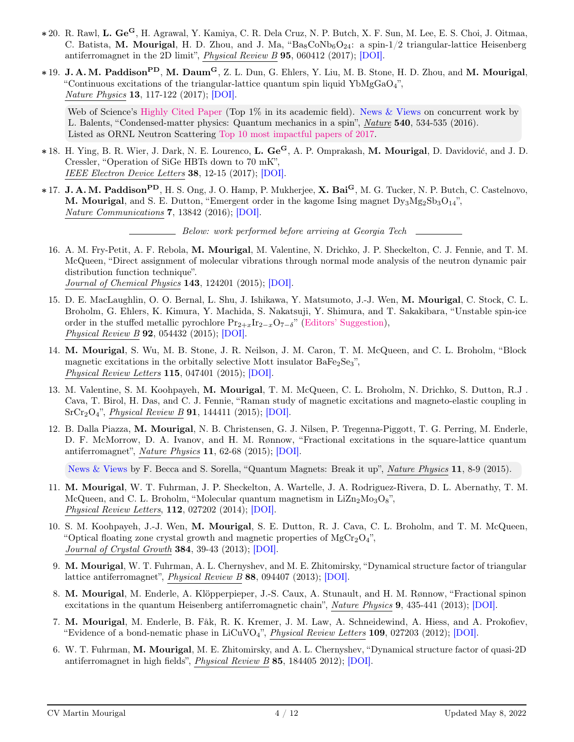∗20. R. Rawl, **L. Ge**[G], H. Agrawal, Y. Kamiya, C. R. Dela Cruz, N. P. Butch, X. F. Sun, M. Lee, E. S. Choi, J. Oitmaa, C. Batista, **M. Mourigal**, H. D. Zhou, and J. Ma, "$Ba_8CoNb_6O_{24}$: a spin-1/2 triangular-lattice Heisenberg antiferromagnet in the 2D limit", *Physical Review B* **95**, 060412 (2017); [DOI].

∗19. **J. A. M. Paddison**[PD], **M. Daum**[G], Z. L. Dun, G. Ehlers, Y. Liu, M. B. Stone, H. D. Zhou, and **M. Mourigal**, "Continuous excitations of the triangular-lattice quantum spin liquid $YbMgGaO_4$", *Nature Physics* **13**, 117-122 (2017); [DOI].

> Web of Science's Highly Cited Paper (Top 1% in its academic field). News & Views on concurrent work by L. Balents, "Condensed-matter physics: Quantum mechanics in a spin", *Nature* **540**, 534-535 (2016). Listed as ORNL Neutron Scattering Top 10 most impactful papers of 2017.

∗18. H. Ying, B. R. Wier, J. Dark, N. E. Lourenco, **L. Ge**[G], A. P. Omprakash, **M. Mourigal**, D. Davidović, and J. D. Cressler, "Operation of SiGe HBTs down to 70 mK", *IEEE Electron Device Letters* **38**, 12-15 (2017); [DOI].

∗17. **J. A. M. Paddison**[PD], H. S. Ong, J. O. Hamp, P. Mukherjee, **X. Bai**[G], M. G. Tucker, N. P. Butch, C. Castelnovo, **M. Mourigal**, and S. E. Dutton, "Emergent order in the kagome Ising magnet $Dy_3Mg_2Sb_3O_{14}$", *Nature Communications* **7**, 13842 (2016); [DOI].

*Below: work performed before arriving at Georgia Tech*

16. A. M. Fry-Petit, A. F. Rebola, **M. Mourigal**, M. Valentine, N. Drichko, J. P. Sheckelton, C. J. Fennie, and T. M. McQueen, "Direct assignment of molecular vibrations through normal mode analysis of the neutron dynamic pair distribution function technique". *Journal of Chemical Physics* **143**, 124201 (2015); [DOI].

15. D. E. MacLaughlin, O. O. Bernal, L. Shu, J. Ishikawa, Y. Matsumoto, J.-J. Wen, **M. Mourigal**, C. Stock, C. L. Broholm, G. Ehlers, K. Kimura, Y. Machida, S. Nakatsuji, Y. Shimura, and T. Sakakibara, "Unstable spin-ice order in the stuffed metallic pyrochlore $Pr_{2+x}Ir_{2-x}O_{7-\delta}$" (Editors' Suggestion), *Physical Review B* **92**, 054432 (2015); [DOI].

14. **M. Mourigal**, S. Wu, M. B. Stone, J. R. Neilson, J. M. Caron, T. M. McQueen, and C. L. Broholm, "Block magnetic excitations in the orbitally selective Mott insulator $BaFe_2Se_3$", *Physical Review Letters* **115**, 047401 (2015); [DOI].

13. M. Valentine, S. M. Koohpayeh, **M. Mourigal**, T. M. McQueen, C. L. Broholm, N. Drichko, S. Dutton, R.J . Cava, T. Birol, H. Das, and C. J. Fennie, "Raman study of magnetic excitations and magneto-elastic coupling in $SrCr_2O_4$", *Physical Review B* **91**, 144411 (2015); [DOI].

12. B. Dalla Piazza, **M. Mourigal**, N. B. Christensen, G. J. Nilsen, P. Tregenna-Piggott, T. G. Perring, M. Enderle, D. F. McMorrow, D. A. Ivanov, and H. M. Rønnow, "Fractional excitations in the square-lattice quantum antiferromagnet", *Nature Physics* **11**, 62-68 (2015); [DOI].

> News & Views by F. Becca and S. Sorella, "Quantum Magnets: Break it up", *Nature Physics* **11**, 8-9 (2015).

11. **M. Mourigal**, W. T. Fuhrman, J. P. Sheckelton, A. Wartelle, J. A. Rodriguez-Rivera, D. L. Abernathy, T. M. McQueen, and C. L. Broholm, "Molecular quantum magnetism in $LiZn_2Mo_3O_8$", *Physical Review Letters*, **112**, 027202 (2014); [DOI].

10. S. M. Koohpayeh, J.-J. Wen, **M. Mourigal**, S. E. Dutton, R. J. Cava, C. L. Broholm, and T. M. McQueen, "Optical floating zone crystal growth and magnetic properties of $MgCr_2O_4$", *Journal of Crystal Growth* **384**, 39-43 (2013); [DOI].

9. **M. Mourigal**, W. T. Fuhrman, A. L. Chernyshev, and M. E. Zhitomirsky, "Dynamical structure factor of triangular lattice antiferromagnet", *Physical Review B* **88**, 094407 (2013); [DOI].

8. **M. Mourigal**, M. Enderle, A. Klöpperpieper, J.-S. Caux, A. Stunault, and H. M. Rønnow, "Fractional spinon excitations in the quantum Heisenberg antiferromagnetic chain", *Nature Physics* **9**, 435-441 (2013); [DOI].

7. **M. Mourigal**, M. Enderle, B. Fåk, R. K. Kremer, J. M. Law, A. Schneidewind, A. Hiess, and A. Prokofiev, "Evidence of a bond-nematic phase in $LiCuVO_4$", *Physical Review Letters* **109**, 027203 (2012); [DOI].

6. W. T. Fuhrman, **M. Mourigal**, M. E. Zhitomirsky, and A. L. Chernyshev, "Dynamical structure factor of quasi-2D antiferromagnet in high fields", *Physical Review B* **85**, 184405 2012); [DOI].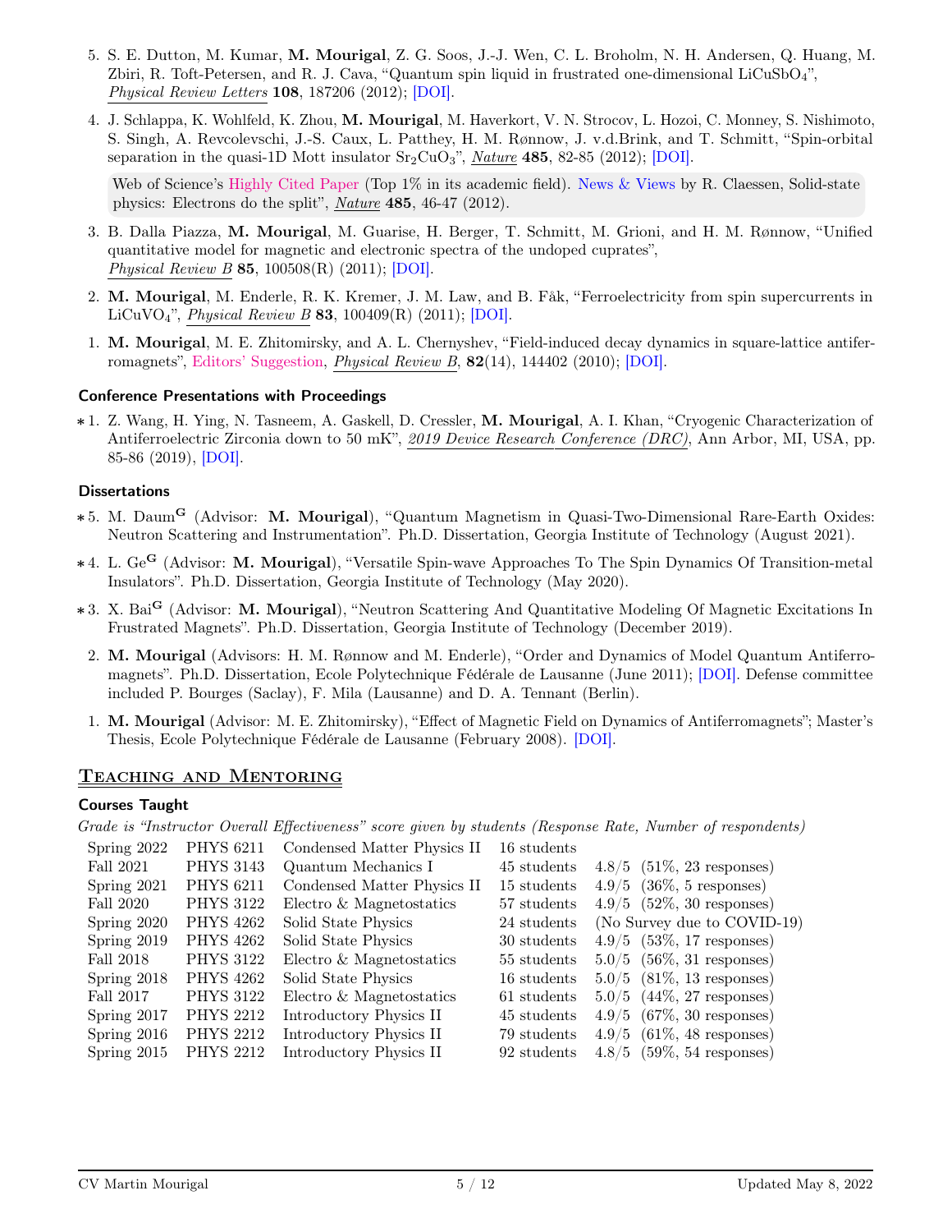5. S. E. Dutton, M. Kumar, **M. Mourigal**, Z. G. Soos, J.-J. Wen, C. L. Broholm, N. H. Andersen, Q. Huang, M. Zbiri, R. Toft-Petersen, and R. J. Cava, "Quantum spin liquid in frustrated one-dimensional $LiCuSbO_4$", *Physical Review Letters* **108**, 187206 (2012); [DOI].

4. J. Schlappa, K. Wohlfeld, K. Zhou, **M. Mourigal**, M. Haverkort, V. N. Strocov, L. Hozoi, C. Monney, S. Nishimoto, S. Singh, A. Revcolevschi, J.-S. Caux, L. Patthey, H. M. Rønnow, J. v.d.Brink, and T. Schmitt, "Spin-orbital separation in the quasi-1D Mott insulator $Sr_2CuO_3$", *Nature* **485**, 82-85 (2012); [DOI].

   Web of Science's Highly Cited Paper (Top 1% in its academic field). News & Views by R. Claessen, Solid-state physics: Electrons do the split", *Nature* **485**, 46-47 (2012).

3. B. Dalla Piazza, **M. Mourigal**, M. Guarise, H. Berger, T. Schmitt, M. Grioni, and H. M. Rønnow, "Unified quantitative model for magnetic and electronic spectra of the undoped cuprates", *Physical Review B* **85**, 100508(R) (2011); [DOI].

2. **M. Mourigal**, M. Enderle, R. K. Kremer, J. M. Law, and B. Fåk, "Ferroelectricity from spin supercurrents in $LiCuVO_4$", *Physical Review B* **83**, 100409(R) (2011); [DOI].

1. **M. Mourigal**, M. E. Zhitomirsky, and A. L. Chernyshev, "Field-induced decay dynamics in square-lattice antiferromagnets", Editors' Suggestion, *Physical Review B*, **82**(14), 144402 (2010); [DOI].

### Conference Presentations with Proceedings

*1. Z. Wang, H. Ying, N. Tasneem, A. Gaskell, D. Cressler, **M. Mourigal**, A. I. Khan, "Cryogenic Characterization of Antiferroelectric Zirconia down to 50 mK", *2019 Device Research Conference (DRC)*, Ann Arbor, MI, USA, pp. 85-86 (2019), [DOI].

### Dissertations

*5. M. Daum[G] (Advisor: **M. Mourigal**), "Quantum Magnetism in Quasi-Two-Dimensional Rare-Earth Oxides: Neutron Scattering and Instrumentation". Ph.D. Dissertation, Georgia Institute of Technology (August 2021).

*4. L. Ge[G] (Advisor: **M. Mourigal**), "Versatile Spin-wave Approaches To The Spin Dynamics Of Transition-metal Insulators". Ph.D. Dissertation, Georgia Institute of Technology (May 2020).

*3. X. Bai[G] (Advisor: **M. Mourigal**), "Neutron Scattering And Quantitative Modeling Of Magnetic Excitations In Frustrated Magnets". Ph.D. Dissertation, Georgia Institute of Technology (December 2019).

2. **M. Mourigal** (Advisors: H. M. Rønnow and M. Enderle), "Order and Dynamics of Model Quantum Antiferromagnets". Ph.D. Dissertation, Ecole Polytechnique Fédérale de Lausanne (June 2011); [DOI]. Defense committee included P. Bourges (Saclay), F. Mila (Lausanne) and D. A. Tennant (Berlin).

1. **M. Mourigal** (Advisor: M. E. Zhitomirsky), "Effect of Magnetic Field on Dynamics of Antiferromagnets"; Master's Thesis, Ecole Polytechnique Fédérale de Lausanne (February 2008). [DOI].

## Teaching and Mentoring

### Courses Taught

*Grade is "Instructor Overall Effectiveness" score given by students (Response Rate, Number of respondents)*

| | | | | |
|---|---|---|---|---|
| Spring 2022 | PHYS 6211 | Condensed Matter Physics II | 16 students | |
| Fall 2021 | PHYS 3143 | Quantum Mechanics I | 45 students | 4.8/5 (51%, 23 responses) |
| Spring 2021 | PHYS 6211 | Condensed Matter Physics II | 15 students | 4.9/5 (36%, 5 responses) |
| Fall 2020 | PHYS 3122 | Electro & Magnetostatics | 57 students | 4.9/5 (52%, 30 responses) |
| Spring 2020 | PHYS 4262 | Solid State Physics | 24 students | (No Survey due to COVID-19) |
| Spring 2019 | PHYS 4262 | Solid State Physics | 30 students | 4.9/5 (53%, 17 responses) |
| Fall 2018 | PHYS 3122 | Electro & Magnetostatics | 55 students | 5.0/5 (56%, 31 responses) |
| Spring 2018 | PHYS 4262 | Solid State Physics | 16 students | 5.0/5 (81%, 13 responses) |
| Fall 2017 | PHYS 3122 | Electro & Magnetostatics | 61 students | 5.0/5 (44%, 27 responses) |
| Spring 2017 | PHYS 2212 | Introductory Physics II | 45 students | 4.9/5 (67%, 30 responses) |
| Spring 2016 | PHYS 2212 | Introductory Physics II | 79 students | 4.9/5 (61%, 48 responses) |
| Spring 2015 | PHYS 2212 | Introductory Physics II | 92 students | 4.8/5 (59%, 54 responses) |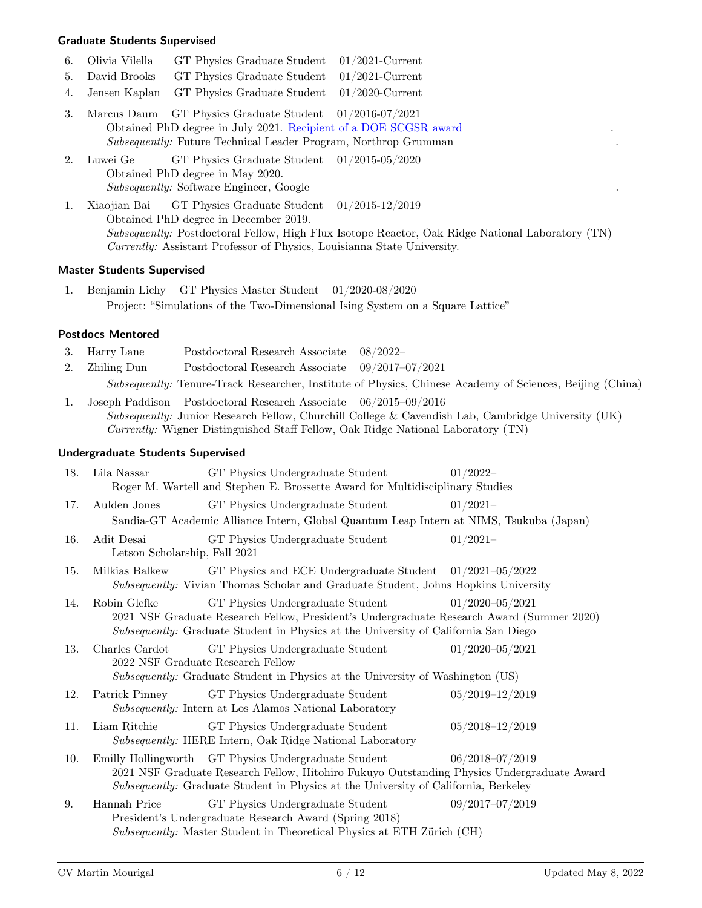### Graduate Students Supervised

6. Olivia Vilella GT Physics Graduate Student 01/2021-Current
5. David Brooks GT Physics Graduate Student 01/2021-Current
4. Jensen Kaplan GT Physics Graduate Student 01/2020-Current
3. Marcus Daum GT Physics Graduate Student 01/2016-07/2021
   Obtained PhD degree in July 2021. Recipient of a DOE SCGSR award .
   *Subsequently:* Future Technical Leader Program, Northrop Grumman .
2. Luwei Ge GT Physics Graduate Student 01/2015-05/2020
   Obtained PhD degree in May 2020.
   *Subsequently:* Software Engineer, Google .
1. Xiaojian Bai GT Physics Graduate Student 01/2015-12/2019
   Obtained PhD degree in December 2019.
   *Subsequently:* Postdoctoral Fellow, High Flux Isotope Reactor, Oak Ridge National Laboratory (TN)
   *Currently:* Assistant Professor of Physics, Louisianna State University.

### Master Students Supervised

1. Benjamin Lichy GT Physics Master Student 01/2020-08/2020
   Project: "Simulations of the Two-Dimensional Ising System on a Square Lattice"

### Postdocs Mentored

3. Harry Lane Postdoctoral Research Associate 08/2022–
2. Zhiling Dun Postdoctoral Research Associate 09/2017–07/2021
   *Subsequently:* Tenure-Track Researcher, Institute of Physics, Chinese Academy of Sciences, Beijing (China)
1. Joseph Paddison Postdoctoral Research Associate 06/2015–09/2016
   *Subsequently:* Junior Research Fellow, Churchill College & Cavendish Lab, Cambridge University (UK)
   *Currently:* Wigner Distinguished Staff Fellow, Oak Ridge National Laboratory (TN)

### Undergraduate Students Supervised

18. Lila Nassar GT Physics Undergraduate Student 01/2022–
    Roger M. Wartell and Stephen E. Brossette Award for Multidisciplinary Studies
17. Aulden Jones GT Physics Undergraduate Student 01/2021–
    Sandia-GT Academic Alliance Intern, Global Quantum Leap Intern at NIMS, Tsukuba (Japan)
16. Adit Desai GT Physics Undergraduate Student 01/2021–
    Letson Scholarship, Fall 2021
15. Milkias Balkew GT Physics and ECE Undergraduate Student 01/2021–05/2022
    *Subsequently:* Vivian Thomas Scholar and Graduate Student, Johns Hopkins University
14. Robin Glefke GT Physics Undergraduate Student 01/2020–05/2021
    2021 NSF Graduate Research Fellow, President's Undergraduate Research Award (Summer 2020)
    *Subsequently:* Graduate Student in Physics at the University of California San Diego
13. Charles Cardot GT Physics Undergraduate Student 01/2020–05/2021
    2022 NSF Graduate Research Fellow
    *Subsequently:* Graduate Student in Physics at the University of Washington (US)
12. Patrick Pinney GT Physics Undergraduate Student 05/2019–12/2019
    *Subsequently:* Intern at Los Alamos National Laboratory
11. Liam Ritchie GT Physics Undergraduate Student 05/2018–12/2019
    *Subsequently:* HERE Intern, Oak Ridge National Laboratory
10. Emilly Hollingworth GT Physics Undergraduate Student 06/2018–07/2019
    2021 NSF Graduate Research Fellow, Hitohiro Fukuyo Outstanding Physics Undergraduate Award
    *Subsequently:* Graduate Student in Physics at the University of California, Berkeley
9. Hannah Price GT Physics Undergraduate Student 09/2017–07/2019
   President's Undergraduate Research Award (Spring 2018)
   *Subsequently:* Master Student in Theoretical Physics at ETH Zürich (CH)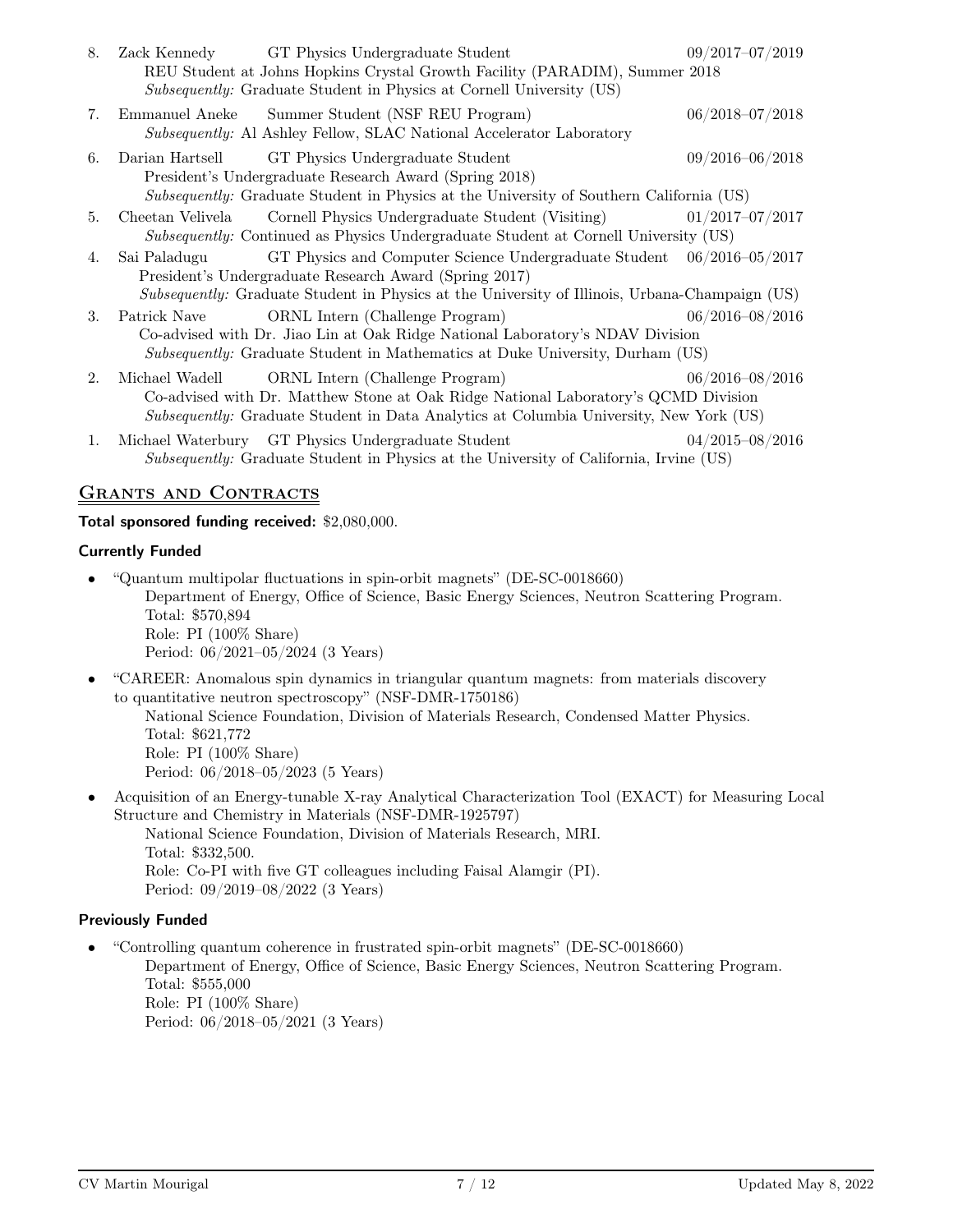8. Zack Kennedy — GT Physics Undergraduate Student — 09/2017–07/2019
   REU Student at Johns Hopkins Crystal Growth Facility (PARADIM), Summer 2018
   *Subsequently:* Graduate Student in Physics at Cornell University (US)
7. Emmanuel Aneke — Summer Student (NSF REU Program) — 06/2018–07/2018
   *Subsequently:* Al Ashley Fellow, SLAC National Accelerator Laboratory
6. Darian Hartsell — GT Physics Undergraduate Student — 09/2016–06/2018
   President's Undergraduate Research Award (Spring 2018)
   *Subsequently:* Graduate Student in Physics at the University of Southern California (US)
5. Cheetan Velivela — Cornell Physics Undergraduate Student (Visiting) — 01/2017–07/2017
   *Subsequently:* Continued as Physics Undergraduate Student at Cornell University (US)
4. Sai Paladugu — GT Physics and Computer Science Undergraduate Student — 06/2016–05/2017
   President's Undergraduate Research Award (Spring 2017)
   *Subsequently:* Graduate Student in Physics at the University of Illinois, Urbana-Champaign (US)
3. Patrick Nave — ORNL Intern (Challenge Program) — 06/2016–08/2016
   Co-advised with Dr. Jiao Lin at Oak Ridge National Laboratory's NDAV Division
   *Subsequently:* Graduate Student in Mathematics at Duke University, Durham (US)
2. Michael Wadell — ORNL Intern (Challenge Program) — 06/2016–08/2016
   Co-advised with Dr. Matthew Stone at Oak Ridge National Laboratory's QCMD Division
   *Subsequently:* Graduate Student in Data Analytics at Columbia University, New York (US)
1. Michael Waterbury — GT Physics Undergraduate Student — 04/2015–08/2016
   *Subsequently:* Graduate Student in Physics at the University of California, Irvine (US)

## Grants and Contracts

**Total sponsored funding received:** $2,080,000.

### Currently Funded

- "Quantum multipolar fluctuations in spin-orbit magnets" (DE-SC-0018660)
  Department of Energy, Office of Science, Basic Energy Sciences, Neutron Scattering Program.
  Total: $570,894
  Role: PI (100% Share)
  Period: 06/2021–05/2024 (3 Years)
- "CAREER: Anomalous spin dynamics in triangular quantum magnets: from materials discovery to quantitative neutron spectroscopy" (NSF-DMR-1750186)
  National Science Foundation, Division of Materials Research, Condensed Matter Physics.
  Total: $621,772
  Role: PI (100% Share)
  Period: 06/2018–05/2023 (5 Years)
- Acquisition of an Energy-tunable X-ray Analytical Characterization Tool (EXACT) for Measuring Local Structure and Chemistry in Materials (NSF-DMR-1925797)
  National Science Foundation, Division of Materials Research, MRI.
  Total: $332,500.
  Role: Co-PI with five GT colleagues including Faisal Alamgir (PI).
  Period: 09/2019–08/2022 (3 Years)

### Previously Funded

- "Controlling quantum coherence in frustrated spin-orbit magnets" (DE-SC-0018660)
  Department of Energy, Office of Science, Basic Energy Sciences, Neutron Scattering Program.
  Total: $555,000
  Role: PI (100% Share)
  Period: 06/2018–05/2021 (3 Years)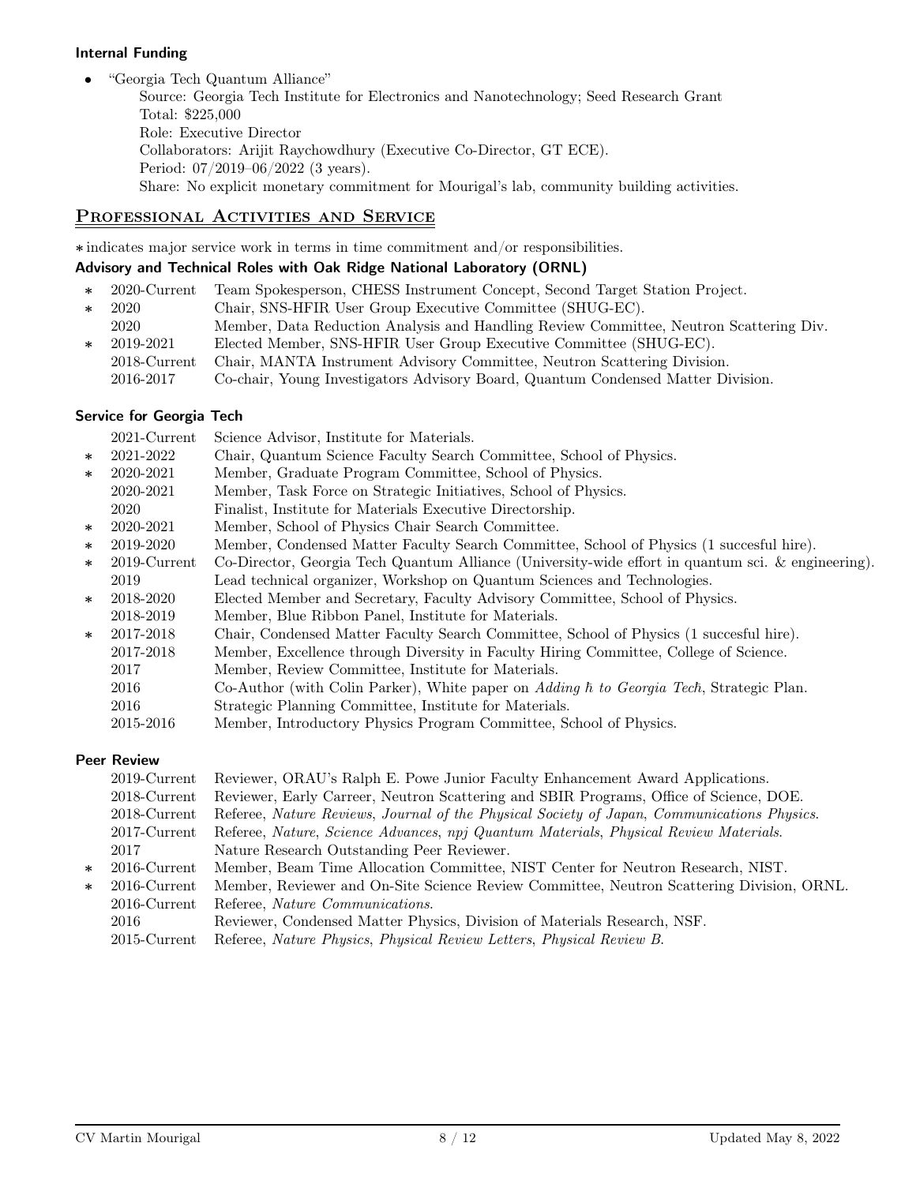#### Internal Funding

- "Georgia Tech Quantum Alliance"
  Source: Georgia Tech Institute for Electronics and Nanotechnology; Seed Research Grant
  Total: $225,000
  Role: Executive Director
  Collaborators: Arijit Raychowdhury (Executive Co-Director, GT ECE).
  Period: 07/2019–06/2022 (3 years).
  Share: No explicit monetary commitment for Mourigal's lab, community building activities.

## Professional Activities and Service

$\ast$ indicates major service work in terms in time commitment and/or responsibilities.

#### Advisory and Technical Roles with Oak Ridge National Laboratory (ORNL)

| | | |
|---|---|---|
| ∗ | 2020-Current | Team Spokesperson, CHESS Instrument Concept, Second Target Station Project. |
| ∗ | 2020 | Chair, SNS-HFIR User Group Executive Committee (SHUG-EC). |
| | 2020 | Member, Data Reduction Analysis and Handling Review Committee, Neutron Scattering Div. |
| ∗ | 2019-2021 | Elected Member, SNS-HFIR User Group Executive Committee (SHUG-EC). |
| | 2018-Current | Chair, MANTA Instrument Advisory Committee, Neutron Scattering Division. |
| | 2016-2017 | Co-chair, Young Investigators Advisory Board, Quantum Condensed Matter Division. |

#### Service for Georgia Tech

| | | |
|---|---|---|
| | 2021-Current | Science Advisor, Institute for Materials. |
| ∗ | 2021-2022 | Chair, Quantum Science Faculty Search Committee, School of Physics. |
| ∗ | 2020-2021 | Member, Graduate Program Committee, School of Physics. |
| | 2020-2021 | Member, Task Force on Strategic Initiatives, School of Physics. |
| | 2020 | Finalist, Institute for Materials Executive Directorship. |
| ∗ | 2020-2021 | Member, School of Physics Chair Search Committee. |
| ∗ | 2019-2020 | Member, Condensed Matter Faculty Search Committee, School of Physics (1 succesful hire). |
| ∗ | 2019-Current | Co-Director, Georgia Tech Quantum Alliance (University-wide effort in quantum sci. & engineering). |
| | 2019 | Lead technical organizer, Workshop on Quantum Sciences and Technologies. |
| ∗ | 2018-2020 | Elected Member and Secretary, Faculty Advisory Committee, School of Physics. |
| | 2018-2019 | Member, Blue Ribbon Panel, Institute for Materials. |
| ∗ | 2017-2018 | Chair, Condensed Matter Faculty Search Committee, School of Physics (1 succesful hire). |
| | 2017-2018 | Member, Excellence through Diversity in Faculty Hiring Committee, College of Science. |
| | 2017 | Member, Review Committee, Institute for Materials. |
| | 2016 | Co-Author (with Colin Parker), White paper on *Adding $\hbar$ to Georgia Tech*, Strategic Plan. |
| | 2016 | Strategic Planning Committee, Institute for Materials. |
| | 2015-2016 | Member, Introductory Physics Program Committee, School of Physics. |

#### Peer Review

| | | |
|---|---|---|
| | 2019-Current | Reviewer, ORAU's Ralph E. Powe Junior Faculty Enhancement Award Applications. |
| | 2018-Current | Reviewer, Early Carreer, Neutron Scattering and SBIR Programs, Office of Science, DOE. |
| | 2018-Current | Referee, *Nature Reviews*, *Journal of the Physical Society of Japan*, *Communications Physics*. |
| | 2017-Current | Referee, *Nature*, *Science Advances*, *npj Quantum Materials*, *Physical Review Materials*. |
| | 2017 | Nature Research Outstanding Peer Reviewer. |
| ∗ | 2016-Current | Member, Beam Time Allocation Committee, NIST Center for Neutron Research, NIST. |
| ∗ | 2016-Current | Member, Reviewer and On-Site Science Review Committee, Neutron Scattering Division, ORNL. |
| | 2016-Current | Referee, *Nature Communications*. |
| | 2016 | Reviewer, Condensed Matter Physics, Division of Materials Research, NSF. |
| | 2015-Current | Referee, *Nature Physics*, *Physical Review Letters*, *Physical Review B*. |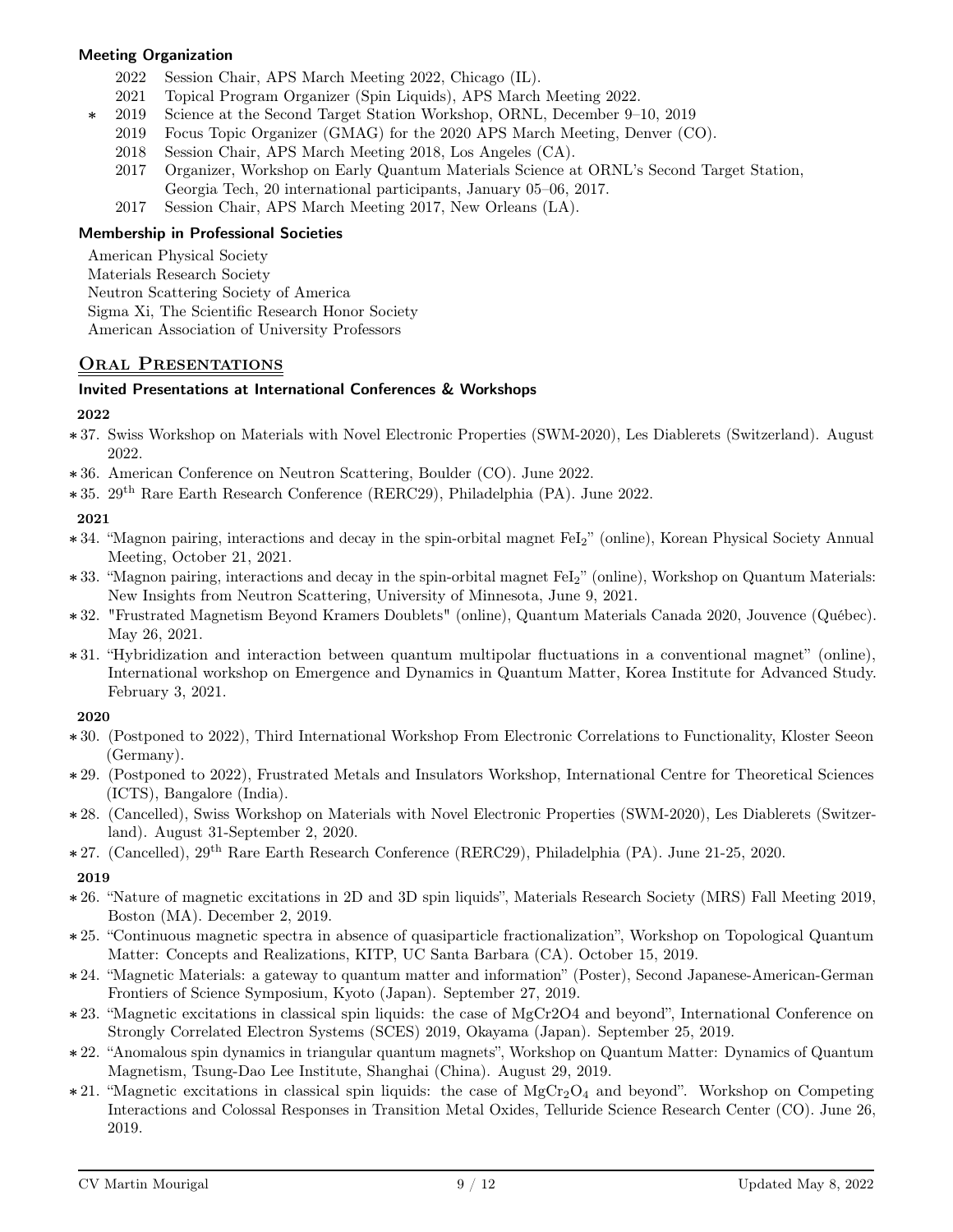#### Meeting Organization

2022 Session Chair, APS March Meeting 2022, Chicago (IL).
2021 Topical Program Organizer (Spin Liquids), APS March Meeting 2022.
* 2019 Science at the Second Target Station Workshop, ORNL, December 9–10, 2019
2019 Focus Topic Organizer (GMAG) for the 2020 APS March Meeting, Denver (CO).
2018 Session Chair, APS March Meeting 2018, Los Angeles (CA).
2017 Organizer, Workshop on Early Quantum Materials Science at ORNL's Second Target Station, Georgia Tech, 20 international participants, January 05–06, 2017.
2017 Session Chair, APS March Meeting 2017, New Orleans (LA).

#### Membership in Professional Societies

American Physical Society
Materials Research Society
Neutron Scattering Society of America
Sigma Xi, The Scientific Research Honor Society
American Association of University Professors

## Oral Presentations

#### Invited Presentations at International Conferences & Workshops

**2022**

* 37. Swiss Workshop on Materials with Novel Electronic Properties (SWM-2020), Les Diablerets (Switzerland). August 2022.
* 36. American Conference on Neutron Scattering, Boulder (CO). June 2022.
* 35. 29th Rare Earth Research Conference (RERC29), Philadelphia (PA). June 2022.

**2021**

* 34. "Magnon pairing, interactions and decay in the spin-orbital magnet $FeI_2$" (online), Korean Physical Society Annual Meeting, October 21, 2021.
* 33. "Magnon pairing, interactions and decay in the spin-orbital magnet $FeI_2$" (online), Workshop on Quantum Materials: New Insights from Neutron Scattering, University of Minnesota, June 9, 2021.
* 32. "Frustrated Magnetism Beyond Kramers Doublets" (online), Quantum Materials Canada 2020, Jouvence (Québec). May 26, 2021.
* 31. "Hybridization and interaction between quantum multipolar fluctuations in a conventional magnet" (online), International workshop on Emergence and Dynamics in Quantum Matter, Korea Institute for Advanced Study. February 3, 2021.

**2020**

* 30. (Postponed to 2022), Third International Workshop From Electronic Correlations to Functionality, Kloster Seeon (Germany).
* 29. (Postponed to 2022), Frustrated Metals and Insulators Workshop, International Centre for Theoretical Sciences (ICTS), Bangalore (India).
* 28. (Cancelled), Swiss Workshop on Materials with Novel Electronic Properties (SWM-2020), Les Diablerets (Switzerland). August 31-September 2, 2020.
* 27. (Cancelled), 29th Rare Earth Research Conference (RERC29), Philadelphia (PA). June 21-25, 2020.

**2019**

* 26. "Nature of magnetic excitations in 2D and 3D spin liquids", Materials Research Society (MRS) Fall Meeting 2019, Boston (MA). December 2, 2019.
* 25. "Continuous magnetic spectra in absence of quasiparticle fractionalization", Workshop on Topological Quantum Matter: Concepts and Realizations, KITP, UC Santa Barbara (CA). October 15, 2019.
* 24. "Magnetic Materials: a gateway to quantum matter and information" (Poster), Second Japanese-American-German Frontiers of Science Symposium, Kyoto (Japan). September 27, 2019.
* 23. "Magnetic excitations in classical spin liquids: the case of MgCr2O4 and beyond", International Conference on Strongly Correlated Electron Systems (SCES) 2019, Okayama (Japan). September 25, 2019.
* 22. "Anomalous spin dynamics in triangular quantum magnets", Workshop on Quantum Matter: Dynamics of Quantum Magnetism, Tsung-Dao Lee Institute, Shanghai (China). August 29, 2019.
* 21. "Magnetic excitations in classical spin liquids: the case of $MgCr_2O_4$ and beyond". Workshop on Competing Interactions and Colossal Responses in Transition Metal Oxides, Telluride Science Research Center (CO). June 26, 2019.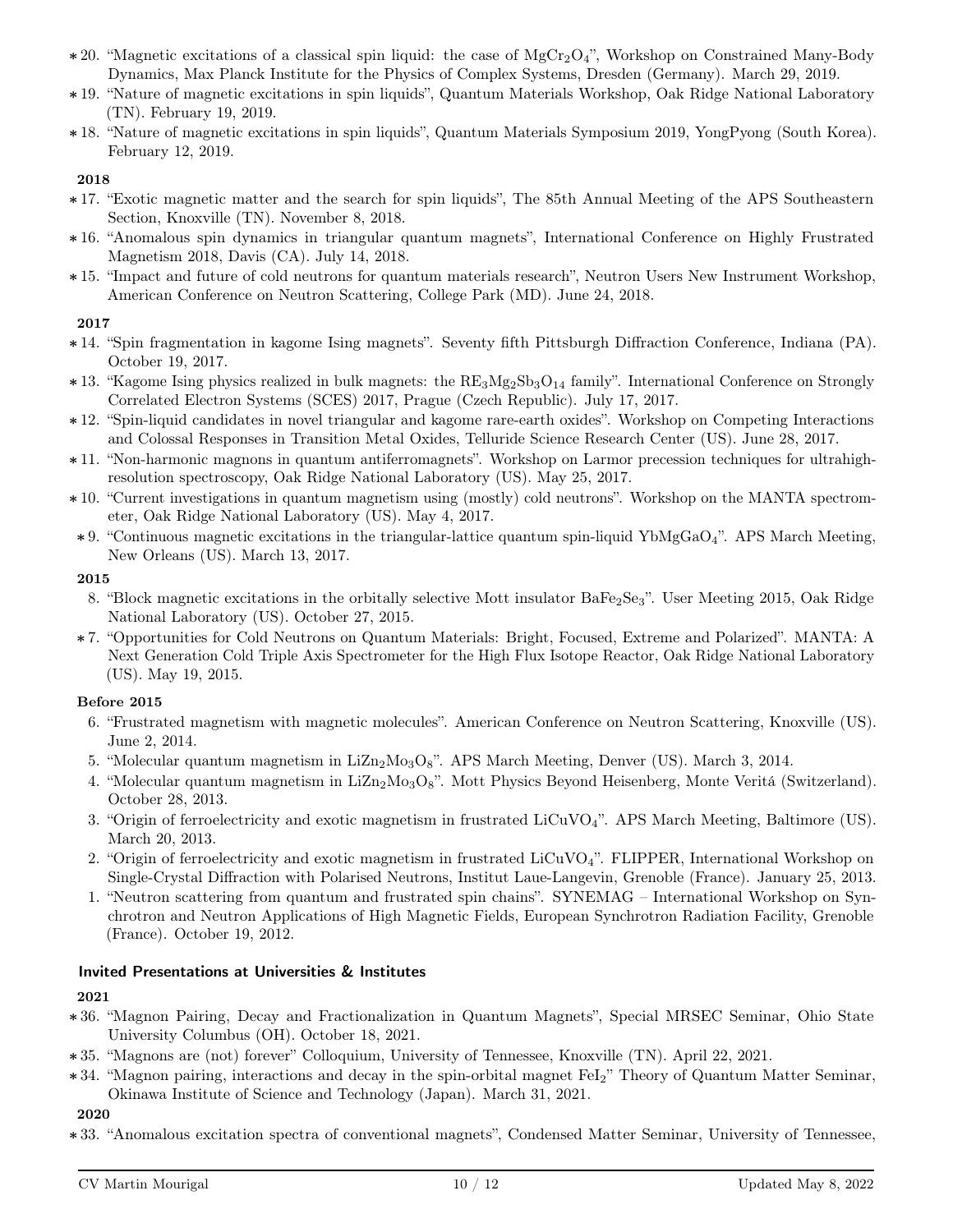∗20. "Magnetic excitations of a classical spin liquid: the case of $MgCr_2O_4$", Workshop on Constrained Many-Body Dynamics, Max Planck Institute for the Physics of Complex Systems, Dresden (Germany). March 29, 2019.

∗19. "Nature of magnetic excitations in spin liquids", Quantum Materials Workshop, Oak Ridge National Laboratory (TN). February 19, 2019.

∗18. "Nature of magnetic excitations in spin liquids", Quantum Materials Symposium 2019, YongPyong (South Korea). February 12, 2019.

**2018**

∗17. "Exotic magnetic matter and the search for spin liquids", The 85th Annual Meeting of the APS Southeastern Section, Knoxville (TN). November 8, 2018.

∗16. "Anomalous spin dynamics in triangular quantum magnets", International Conference on Highly Frustrated Magnetism 2018, Davis (CA). July 14, 2018.

∗15. "Impact and future of cold neutrons for quantum materials research", Neutron Users New Instrument Workshop, American Conference on Neutron Scattering, College Park (MD). June 24, 2018.

**2017**

∗14. "Spin fragmentation in kagome Ising magnets". Seventy fifth Pittsburgh Diffraction Conference, Indiana (PA). October 19, 2017.

∗13. "Kagome Ising physics realized in bulk magnets: the $RE_3Mg_2Sb_3O_{14}$ family". International Conference on Strongly Correlated Electron Systems (SCES) 2017, Prague (Czech Republic). July 17, 2017.

∗12. "Spin-liquid candidates in novel triangular and kagome rare-earth oxides". Workshop on Competing Interactions and Colossal Responses in Transition Metal Oxides, Telluride Science Research Center (US). June 28, 2017.

∗11. "Non-harmonic magnons in quantum antiferromagnets". Workshop on Larmor precession techniques for ultrahigh-resolution spectroscopy, Oak Ridge National Laboratory (US). May 25, 2017.

∗10. "Current investigations in quantum magnetism using (mostly) cold neutrons". Workshop on the MANTA spectrometer, Oak Ridge National Laboratory (US). May 4, 2017.

∗9. "Continuous magnetic excitations in the triangular-lattice quantum spin-liquid $YbMgGaO_4$". APS March Meeting, New Orleans (US). March 13, 2017.

**2015**

8. "Block magnetic excitations in the orbitally selective Mott insulator $BaFe_2Se_3$". User Meeting 2015, Oak Ridge National Laboratory (US). October 27, 2015.

∗7. "Opportunities for Cold Neutrons on Quantum Materials: Bright, Focused, Extreme and Polarized". MANTA: A Next Generation Cold Triple Axis Spectrometer for the High Flux Isotope Reactor, Oak Ridge National Laboratory (US). May 19, 2015.

**Before 2015**

6. "Frustrated magnetism with magnetic molecules". American Conference on Neutron Scattering, Knoxville (US). June 2, 2014.
5. "Molecular quantum magnetism in $LiZn_2Mo_3O_8$". APS March Meeting, Denver (US). March 3, 2014.
4. "Molecular quantum magnetism in $LiZn_2Mo_3O_8$". Mott Physics Beyond Heisenberg, Monte Veritá (Switzerland). October 28, 2013.
3. "Origin of ferroelectricity and exotic magnetism in frustrated $LiCuVO_4$". APS March Meeting, Baltimore (US). March 20, 2013.
2. "Origin of ferroelectricity and exotic magnetism in frustrated $LiCuVO_4$". FLIPPER, International Workshop on Single-Crystal Diffraction with Polarised Neutrons, Institut Laue-Langevin, Grenoble (France). January 25, 2013.
1. "Neutron scattering from quantum and frustrated spin chains". SYNEMAG – International Workshop on Synchrotron and Neutron Applications of High Magnetic Fields, European Synchrotron Radiation Facility, Grenoble (France). October 19, 2012.

### Invited Presentations at Universities & Institutes

**2021**

∗36. "Magnon Pairing, Decay and Fractionalization in Quantum Magnets", Special MRSEC Seminar, Ohio State University Columbus (OH). October 18, 2021.

∗35. "Magnons are (not) forever" Colloquium, University of Tennessee, Knoxville (TN). April 22, 2021.

∗34. "Magnon pairing, interactions and decay in the spin-orbital magnet $FeI_2$" Theory of Quantum Matter Seminar, Okinawa Institute of Science and Technology (Japan). March 31, 2021.

**2020**

∗33. "Anomalous excitation spectra of conventional magnets", Condensed Matter Seminar, University of Tennessee,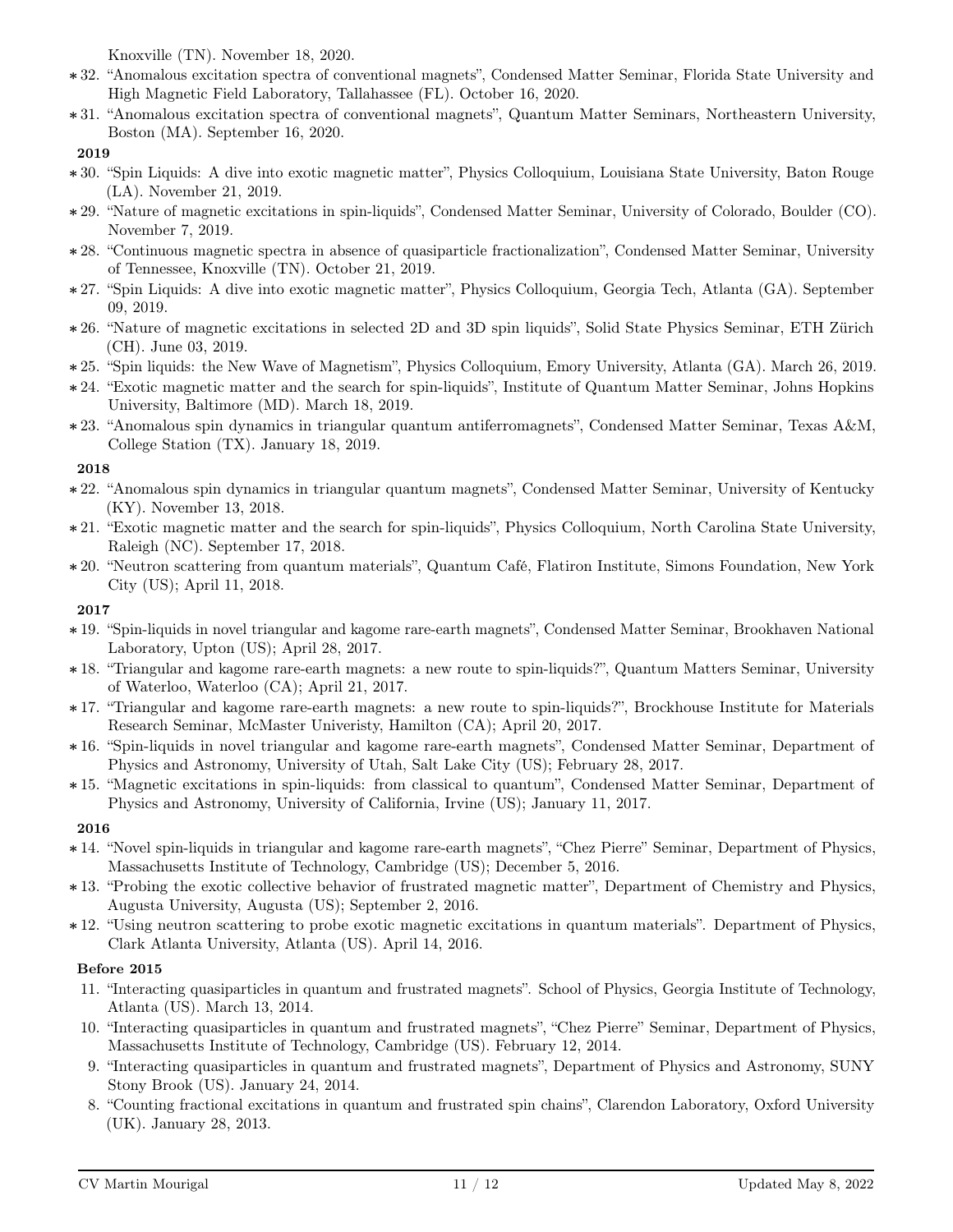Knoxville (TN). November 18, 2020.

- ∗32. "Anomalous excitation spectra of conventional magnets", Condensed Matter Seminar, Florida State University and High Magnetic Field Laboratory, Tallahassee (FL). October 16, 2020.
- ∗31. "Anomalous excitation spectra of conventional magnets", Quantum Matter Seminars, Northeastern University, Boston (MA). September 16, 2020.

**2019**

- ∗30. "Spin Liquids: A dive into exotic magnetic matter", Physics Colloquium, Louisiana State University, Baton Rouge (LA). November 21, 2019.
- ∗29. "Nature of magnetic excitations in spin-liquids", Condensed Matter Seminar, University of Colorado, Boulder (CO). November 7, 2019.
- ∗28. "Continuous magnetic spectra in absence of quasiparticle fractionalization", Condensed Matter Seminar, University of Tennessee, Knoxville (TN). October 21, 2019.
- ∗27. "Spin Liquids: A dive into exotic magnetic matter", Physics Colloquium, Georgia Tech, Atlanta (GA). September 09, 2019.
- ∗26. "Nature of magnetic excitations in selected 2D and 3D spin liquids", Solid State Physics Seminar, ETH Zürich (CH). June 03, 2019.
- ∗25. "Spin liquids: the New Wave of Magnetism", Physics Colloquium, Emory University, Atlanta (GA). March 26, 2019.
- ∗24. "Exotic magnetic matter and the search for spin-liquids", Institute of Quantum Matter Seminar, Johns Hopkins University, Baltimore (MD). March 18, 2019.
- ∗23. "Anomalous spin dynamics in triangular quantum antiferromagnets", Condensed Matter Seminar, Texas A&M, College Station (TX). January 18, 2019.

**2018**

- ∗22. "Anomalous spin dynamics in triangular quantum magnets", Condensed Matter Seminar, University of Kentucky (KY). November 13, 2018.
- ∗21. "Exotic magnetic matter and the search for spin-liquids", Physics Colloquium, North Carolina State University, Raleigh (NC). September 17, 2018.
- ∗20. "Neutron scattering from quantum materials", Quantum Café, Flatiron Institute, Simons Foundation, New York City (US); April 11, 2018.

**2017**

- ∗19. "Spin-liquids in novel triangular and kagome rare-earth magnets", Condensed Matter Seminar, Brookhaven National Laboratory, Upton (US); April 28, 2017.
- ∗18. "Triangular and kagome rare-earth magnets: a new route to spin-liquids?", Quantum Matters Seminar, University of Waterloo, Waterloo (CA); April 21, 2017.
- ∗17. "Triangular and kagome rare-earth magnets: a new route to spin-liquids?", Brockhouse Institute for Materials Research Seminar, McMaster Univeristy, Hamilton (CA); April 20, 2017.
- ∗16. "Spin-liquids in novel triangular and kagome rare-earth magnets", Condensed Matter Seminar, Department of Physics and Astronomy, University of Utah, Salt Lake City (US); February 28, 2017.
- ∗15. "Magnetic excitations in spin-liquids: from classical to quantum", Condensed Matter Seminar, Department of Physics and Astronomy, University of California, Irvine (US); January 11, 2017.

**2016**

- ∗14. "Novel spin-liquids in triangular and kagome rare-earth magnets", "Chez Pierre" Seminar, Department of Physics, Massachusetts Institute of Technology, Cambridge (US); December 5, 2016.
- ∗13. "Probing the exotic collective behavior of frustrated magnetic matter", Department of Chemistry and Physics, Augusta University, Augusta (US); September 2, 2016.
- ∗12. "Using neutron scattering to probe exotic magnetic excitations in quantum materials". Department of Physics, Clark Atlanta University, Atlanta (US). April 14, 2016.

**Before 2015**

11. "Interacting quasiparticles in quantum and frustrated magnets". School of Physics, Georgia Institute of Technology, Atlanta (US). March 13, 2014.
10. "Interacting quasiparticles in quantum and frustrated magnets", "Chez Pierre" Seminar, Department of Physics, Massachusetts Institute of Technology, Cambridge (US). February 12, 2014.
9. "Interacting quasiparticles in quantum and frustrated magnets", Department of Physics and Astronomy, SUNY Stony Brook (US). January 24, 2014.
8. "Counting fractional excitations in quantum and frustrated spin chains", Clarendon Laboratory, Oxford University (UK). January 28, 2013.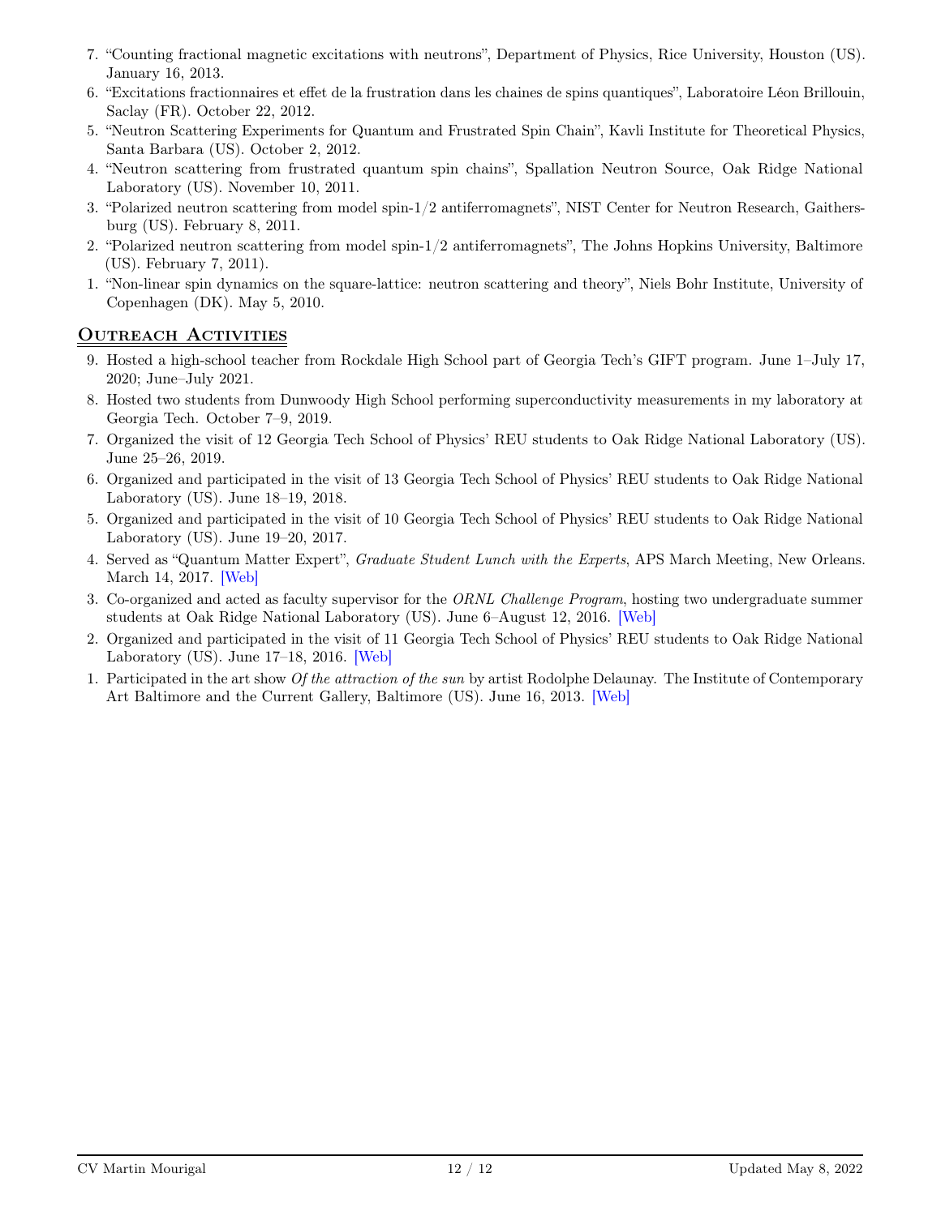7. "Counting fractional magnetic excitations with neutrons", Department of Physics, Rice University, Houston (US). January 16, 2013.
6. "Excitations fractionnaires et effet de la frustration dans les chaines de spins quantiques", Laboratoire Léon Brillouin, Saclay (FR). October 22, 2012.
5. "Neutron Scattering Experiments for Quantum and Frustrated Spin Chain", Kavli Institute for Theoretical Physics, Santa Barbara (US). October 2, 2012.
4. "Neutron scattering from frustrated quantum spin chains", Spallation Neutron Source, Oak Ridge National Laboratory (US). November 10, 2011.
3. "Polarized neutron scattering from model spin-1/2 antiferromagnets", NIST Center for Neutron Research, Gaithersburg (US). February 8, 2011.
2. "Polarized neutron scattering from model spin-1/2 antiferromagnets", The Johns Hopkins University, Baltimore (US). February 7, 2011).
1. "Non-linear spin dynamics on the square-lattice: neutron scattering and theory", Niels Bohr Institute, University of Copenhagen (DK). May 5, 2010.

## Outreach Activities

9. Hosted a high-school teacher from Rockdale High School part of Georgia Tech's GIFT program. June 1–July 17, 2020; June–July 2021.
8. Hosted two students from Dunwoody High School performing superconductivity measurements in my laboratory at Georgia Tech. October 7–9, 2019.
7. Organized the visit of 12 Georgia Tech School of Physics' REU students to Oak Ridge National Laboratory (US). June 25–26, 2019.
6. Organized and participated in the visit of 13 Georgia Tech School of Physics' REU students to Oak Ridge National Laboratory (US). June 18–19, 2018.
5. Organized and participated in the visit of 10 Georgia Tech School of Physics' REU students to Oak Ridge National Laboratory (US). June 19–20, 2017.
4. Served as "Quantum Matter Expert", *Graduate Student Lunch with the Experts*, APS March Meeting, New Orleans. March 14, 2017. [Web]
3. Co-organized and acted as faculty supervisor for the *ORNL Challenge Program*, hosting two undergraduate summer students at Oak Ridge National Laboratory (US). June 6–August 12, 2016. [Web]
2. Organized and participated in the visit of 11 Georgia Tech School of Physics' REU students to Oak Ridge National Laboratory (US). June 17–18, 2016. [Web]
1. Participated in the art show *Of the attraction of the sun* by artist Rodolphe Delaunay. The Institute of Contemporary Art Baltimore and the Current Gallery, Baltimore (US). June 16, 2013. [Web]